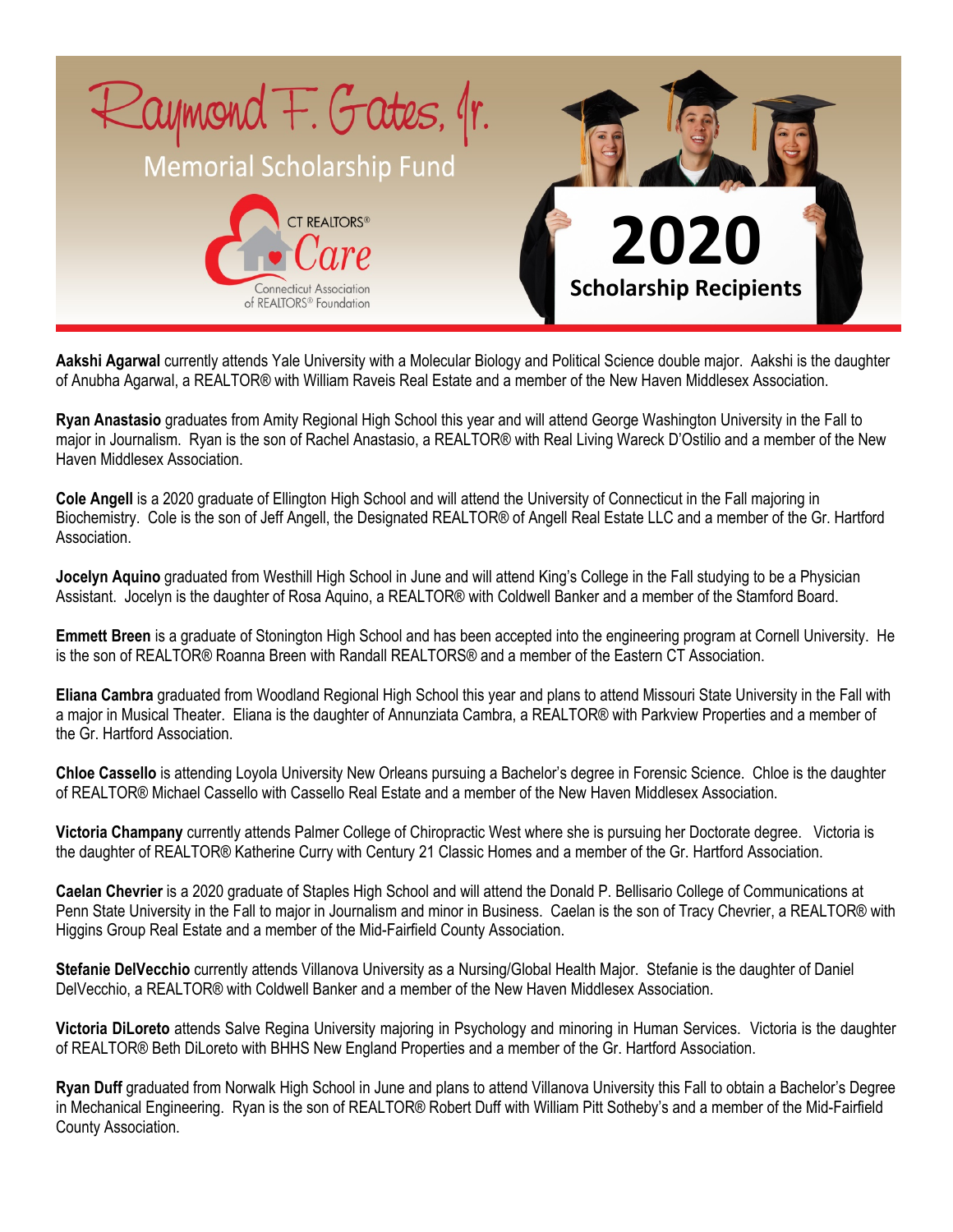# Raymond F. Gates, Jr.

## Memorial Scholarship Fund

CT REALTORS® Care
Connecticut Association of REALTORS® Foundation

## 2020 Scholarship Recipients

**Aakshi Agarwal** currently attends Yale University with a Molecular Biology and Political Science double major. Aakshi is the daughter of Anubha Agarwal, a REALTOR® with William Raveis Real Estate and a member of the New Haven Middlesex Association.

**Ryan Anastasio** graduates from Amity Regional High School this year and will attend George Washington University in the Fall to major in Journalism. Ryan is the son of Rachel Anastasio, a REALTOR® with Real Living Wareck D'Ostilio and a member of the New Haven Middlesex Association.

**Cole Angell** is a 2020 graduate of Ellington High School and will attend the University of Connecticut in the Fall majoring in Biochemistry. Cole is the son of Jeff Angell, the Designated REALTOR® of Angell Real Estate LLC and a member of the Gr. Hartford Association.

**Jocelyn Aquino** graduated from Westhill High School in June and will attend King's College in the Fall studying to be a Physician Assistant. Jocelyn is the daughter of Rosa Aquino, a REALTOR® with Coldwell Banker and a member of the Stamford Board.

**Emmett Breen** is a graduate of Stonington High School and has been accepted into the engineering program at Cornell University. He is the son of REALTOR® Roanna Breen with Randall REALTORS® and a member of the Eastern CT Association.

**Eliana Cambra** graduated from Woodland Regional High School this year and plans to attend Missouri State University in the Fall with a major in Musical Theater. Eliana is the daughter of Annunziata Cambra, a REALTOR® with Parkview Properties and a member of the Gr. Hartford Association.

**Chloe Cassello** is attending Loyola University New Orleans pursuing a Bachelor's degree in Forensic Science. Chloe is the daughter of REALTOR® Michael Cassello with Cassello Real Estate and a member of the New Haven Middlesex Association.

**Victoria Champany** currently attends Palmer College of Chiropractic West where she is pursuing her Doctorate degree. Victoria is the daughter of REALTOR® Katherine Curry with Century 21 Classic Homes and a member of the Gr. Hartford Association.

**Caelan Chevrier** is a 2020 graduate of Staples High School and will attend the Donald P. Bellisario College of Communications at Penn State University in the Fall to major in Journalism and minor in Business. Caelan is the son of Tracy Chevrier, a REALTOR® with Higgins Group Real Estate and a member of the Mid-Fairfield County Association.

**Stefanie DelVecchio** currently attends Villanova University as a Nursing/Global Health Major. Stefanie is the daughter of Daniel DelVecchio, a REALTOR® with Coldwell Banker and a member of the New Haven Middlesex Association.

**Victoria DiLoreto** attends Salve Regina University majoring in Psychology and minoring in Human Services. Victoria is the daughter of REALTOR® Beth DiLoreto with BHHS New England Properties and a member of the Gr. Hartford Association.

**Ryan Duff** graduated from Norwalk High School in June and plans to attend Villanova University this Fall to obtain a Bachelor's Degree in Mechanical Engineering. Ryan is the son of REALTOR® Robert Duff with William Pitt Sotheby's and a member of the Mid-Fairfield County Association.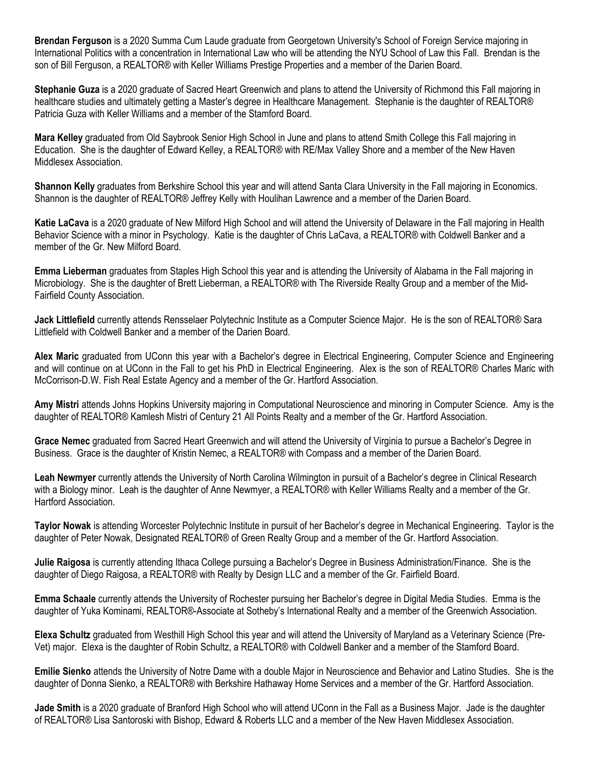**Brendan Ferguson** is a 2020 Summa Cum Laude graduate from Georgetown University's School of Foreign Service majoring in International Politics with a concentration in International Law who will be attending the NYU School of Law this Fall. Brendan is the son of Bill Ferguson, a REALTOR® with Keller Williams Prestige Properties and a member of the Darien Board.

**Stephanie Guza** is a 2020 graduate of Sacred Heart Greenwich and plans to attend the University of Richmond this Fall majoring in healthcare studies and ultimately getting a Master's degree in Healthcare Management. Stephanie is the daughter of REALTOR® Patricia Guza with Keller Williams and a member of the Stamford Board.

**Mara Kelley** graduated from Old Saybrook Senior High School in June and plans to attend Smith College this Fall majoring in Education. She is the daughter of Edward Kelley, a REALTOR® with RE/Max Valley Shore and a member of the New Haven Middlesex Association.

**Shannon Kelly** graduates from Berkshire School this year and will attend Santa Clara University in the Fall majoring in Economics. Shannon is the daughter of REALTOR® Jeffrey Kelly with Houlihan Lawrence and a member of the Darien Board.

**Katie LaCava** is a 2020 graduate of New Milford High School and will attend the University of Delaware in the Fall majoring in Health Behavior Science with a minor in Psychology. Katie is the daughter of Chris LaCava, a REALTOR® with Coldwell Banker and a member of the Gr. New Milford Board.

**Emma Lieberman** graduates from Staples High School this year and is attending the University of Alabama in the Fall majoring in Microbiology. She is the daughter of Brett Lieberman, a REALTOR® with The Riverside Realty Group and a member of the Mid-Fairfield County Association.

**Jack Littlefield** currently attends Rensselaer Polytechnic Institute as a Computer Science Major. He is the son of REALTOR® Sara Littlefield with Coldwell Banker and a member of the Darien Board.

**Alex Maric** graduated from UConn this year with a Bachelor's degree in Electrical Engineering, Computer Science and Engineering and will continue on at UConn in the Fall to get his PhD in Electrical Engineering. Alex is the son of REALTOR® Charles Maric with McCorrison-D.W. Fish Real Estate Agency and a member of the Gr. Hartford Association.

**Amy Mistri** attends Johns Hopkins University majoring in Computational Neuroscience and minoring in Computer Science. Amy is the daughter of REALTOR® Kamlesh Mistri of Century 21 All Points Realty and a member of the Gr. Hartford Association.

**Grace Nemec** graduated from Sacred Heart Greenwich and will attend the University of Virginia to pursue a Bachelor's Degree in Business. Grace is the daughter of Kristin Nemec, a REALTOR® with Compass and a member of the Darien Board.

**Leah Newmyer** currently attends the University of North Carolina Wilmington in pursuit of a Bachelor's degree in Clinical Research with a Biology minor. Leah is the daughter of Anne Newmyer, a REALTOR® with Keller Williams Realty and a member of the Gr. Hartford Association.

**Taylor Nowak** is attending Worcester Polytechnic Institute in pursuit of her Bachelor's degree in Mechanical Engineering. Taylor is the daughter of Peter Nowak, Designated REALTOR® of Green Realty Group and a member of the Gr. Hartford Association.

**Julie Raigosa** is currently attending Ithaca College pursuing a Bachelor's Degree in Business Administration/Finance. She is the daughter of Diego Raigosa, a REALTOR® with Realty by Design LLC and a member of the Gr. Fairfield Board.

**Emma Schaale** currently attends the University of Rochester pursuing her Bachelor's degree in Digital Media Studies. Emma is the daughter of Yuka Kominami, REALTOR®-Associate at Sotheby's International Realty and a member of the Greenwich Association.

**Elexa Schultz** graduated from Westhill High School this year and will attend the University of Maryland as a Veterinary Science (Pre-Vet) major. Elexa is the daughter of Robin Schultz, a REALTOR® with Coldwell Banker and a member of the Stamford Board.

**Emilie Sienko** attends the University of Notre Dame with a double Major in Neuroscience and Behavior and Latino Studies. She is the daughter of Donna Sienko, a REALTOR® with Berkshire Hathaway Home Services and a member of the Gr. Hartford Association.

**Jade Smith** is a 2020 graduate of Branford High School who will attend UConn in the Fall as a Business Major. Jade is the daughter of REALTOR® Lisa Santoroski with Bishop, Edward & Roberts LLC and a member of the New Haven Middlesex Association.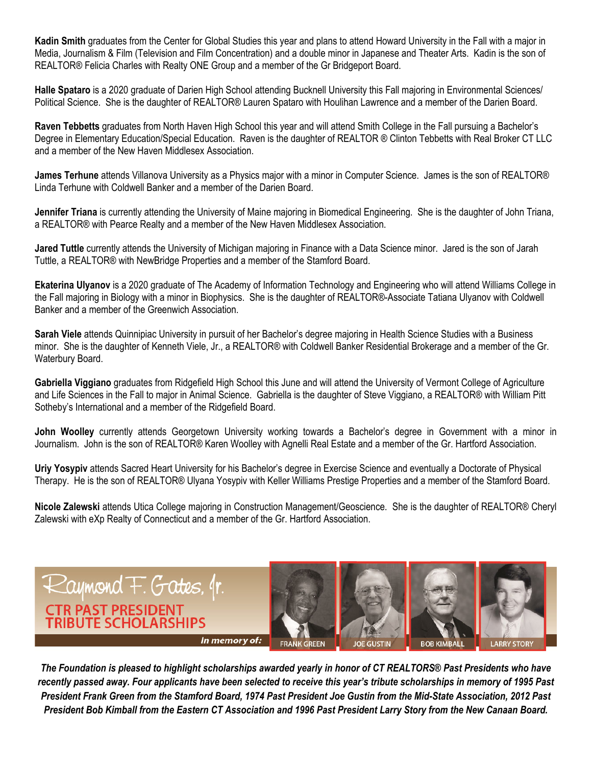**Kadin Smith** graduates from the Center for Global Studies this year and plans to attend Howard University in the Fall with a major in Media, Journalism & Film (Television and Film Concentration) and a double minor in Japanese and Theater Arts. Kadin is the son of REALTOR® Felicia Charles with Realty ONE Group and a member of the Gr Bridgeport Board.

**Halle Spataro** is a 2020 graduate of Darien High School attending Bucknell University this Fall majoring in Environmental Sciences/ Political Science. She is the daughter of REALTOR® Lauren Spataro with Houlihan Lawrence and a member of the Darien Board.

**Raven Tebbetts** graduates from North Haven High School this year and will attend Smith College in the Fall pursuing a Bachelor's Degree in Elementary Education/Special Education. Raven is the daughter of REALTOR ® Clinton Tebbetts with Real Broker CT LLC and a member of the New Haven Middlesex Association.

**James Terhune** attends Villanova University as a Physics major with a minor in Computer Science. James is the son of REALTOR® Linda Terhune with Coldwell Banker and a member of the Darien Board.

**Jennifer Triana** is currently attending the University of Maine majoring in Biomedical Engineering. She is the daughter of John Triana, a REALTOR® with Pearce Realty and a member of the New Haven Middlesex Association.

**Jared Tuttle** currently attends the University of Michigan majoring in Finance with a Data Science minor. Jared is the son of Jarah Tuttle, a REALTOR® with NewBridge Properties and a member of the Stamford Board.

**Ekaterina Ulyanov** is a 2020 graduate of The Academy of Information Technology and Engineering who will attend Williams College in the Fall majoring in Biology with a minor in Biophysics. She is the daughter of REALTOR®-Associate Tatiana Ulyanov with Coldwell Banker and a member of the Greenwich Association.

**Sarah Viele** attends Quinnipiac University in pursuit of her Bachelor's degree majoring in Health Science Studies with a Business minor. She is the daughter of Kenneth Viele, Jr., a REALTOR® with Coldwell Banker Residential Brokerage and a member of the Gr. Waterbury Board.

**Gabriella Viggiano** graduates from Ridgefield High School this June and will attend the University of Vermont College of Agriculture and Life Sciences in the Fall to major in Animal Science. Gabriella is the daughter of Steve Viggiano, a REALTOR® with William Pitt Sotheby's International and a member of the Ridgefield Board.

**John Woolley** currently attends Georgetown University working towards a Bachelor's degree in Government with a minor in Journalism. John is the son of REALTOR® Karen Woolley with Agnelli Real Estate and a member of the Gr. Hartford Association.

**Uriy Yosypiv** attends Sacred Heart University for his Bachelor's degree in Exercise Science and eventually a Doctorate of Physical Therapy. He is the son of REALTOR® Ulyana Yosypiv with Keller Williams Prestige Properties and a member of the Stamford Board.

**Nicole Zalewski** attends Utica College majoring in Construction Management/Geoscience. She is the daughter of REALTOR® Cheryl Zalewski with eXp Realty of Connecticut and a member of the Gr. Hartford Association.

## Raymond F. Gates, Jr.
## CTR PAST PRESIDENT TRIBUTE SCHOLARSHIPS

*In memory of:* FRANK GREEN · JOE GUSTIN · BOB KIMBALL · LARRY STORY

***The Foundation is pleased to highlight scholarships awarded yearly in honor of CT REALTORS® Past Presidents who have recently passed away. Four applicants have been selected to receive this year's tribute scholarships in memory of 1995 Past President Frank Green from the Stamford Board, 1974 Past President Joe Gustin from the Mid-State Association, 2012 Past President Bob Kimball from the Eastern CT Association and 1996 Past President Larry Story from the New Canaan Board.***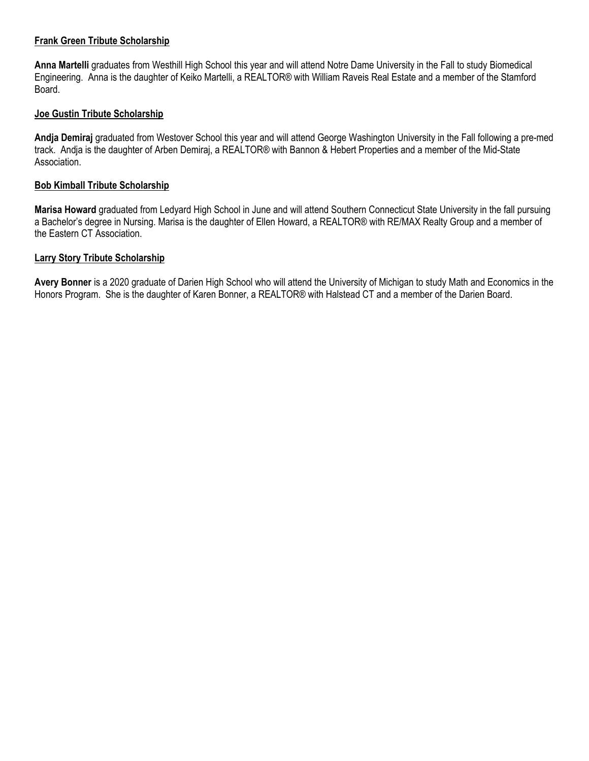**Frank Green Tribute Scholarship**

**Anna Martelli** graduates from Westhill High School this year and will attend Notre Dame University in the Fall to study Biomedical Engineering. Anna is the daughter of Keiko Martelli, a REALTOR® with William Raveis Real Estate and a member of the Stamford Board.

**Joe Gustin Tribute Scholarship**

**Andja Demiraj** graduated from Westover School this year and will attend George Washington University in the Fall following a pre-med track. Andja is the daughter of Arben Demiraj, a REALTOR® with Bannon & Hebert Properties and a member of the Mid-State Association.

**Bob Kimball Tribute Scholarship**

**Marisa Howard** graduated from Ledyard High School in June and will attend Southern Connecticut State University in the fall pursuing a Bachelor's degree in Nursing. Marisa is the daughter of Ellen Howard, a REALTOR® with RE/MAX Realty Group and a member of the Eastern CT Association.

**Larry Story Tribute Scholarship**

**Avery Bonner** is a 2020 graduate of Darien High School who will attend the University of Michigan to study Math and Economics in the Honors Program. She is the daughter of Karen Bonner, a REALTOR® with Halstead CT and a member of the Darien Board.